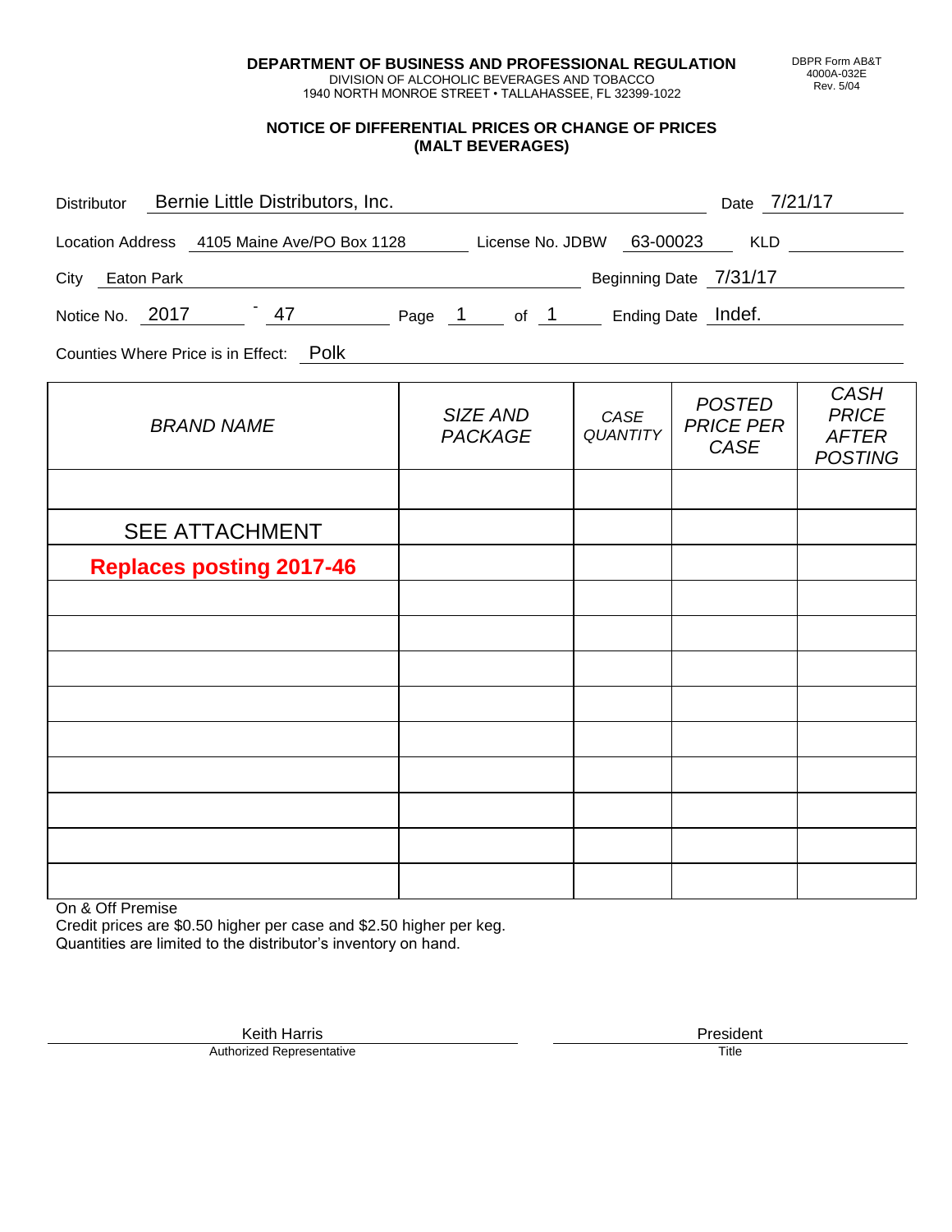**DEPARTMENT OF BUSINESS AND PROFESSIONAL REGULATION**
DIVISION OF ALCOHOLIC BEVERAGES AND TOBACCO
1940 NORTH MONROE STREET • TALLAHASSEE, FL 32399-1022

DBPR Form AB&T 4000A-032E Rev. 5/04

## NOTICE OF DIFFERENTIAL PRICES OR CHANGE OF PRICES (MALT BEVERAGES)

Distributor: Bernie Little Distributors, Inc. Date: 7/21/17

Location Address: 4105 Maine Ave/PO Box 1128 License No. JDBW: 63-00023 KLD:

City: Eaton Park Beginning Date: 7/31/17

Notice No. 2017 - 47 Page 1 of 1 Ending Date: Indef.

Counties Where Price is in Effect: Polk

| BRAND NAME | SIZE AND PACKAGE | CASE QUANTITY | POSTED PRICE PER CASE | CASH PRICE AFTER POSTING |
|---|---|---|---|---|
| | | | | |
| SEE ATTACHMENT | | | | |
| **Replaces posting 2017-46** | | | | |
| | | | | |
| | | | | |
| | | | | |
| | | | | |
| | | | | |
| | | | | |
| | | | | |
| | | | | |
| | | | | |

On & Off Premise
Credit prices are $0.50 higher per case and $2.50 higher per keg.
Quantities are limited to the distributor's inventory on hand.

Keith Harris
Authorized Representative

President
Title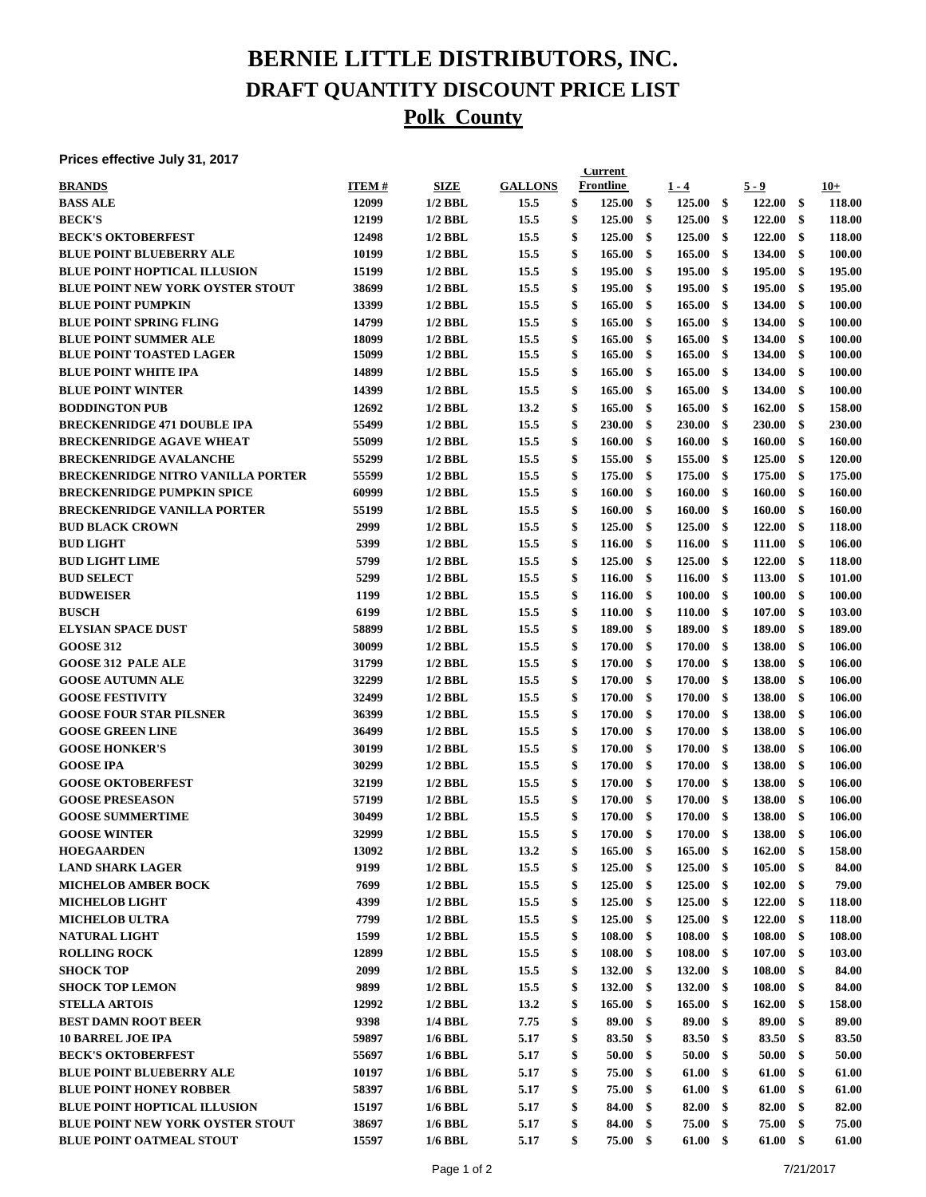# BERNIE LITTLE DISTRIBUTORS, INC.

## DRAFT QUANTITY DISCOUNT PRICE LIST

## Polk County

**Prices effective July 31, 2017**

| BRANDS | ITEM # | SIZE | GALLONS | Current Frontline | 1 - 4 | 5 - 9 | 10+ |
|---|---|---|---|---|---|---|---|
| BASS ALE | 12099 | 1/2 BBL | 15.5 | $ 125.00 | $ 125.00 | $ 122.00 | $ 118.00 |
| BECK'S | 12199 | 1/2 BBL | 15.5 | $ 125.00 | $ 125.00 | $ 122.00 | $ 118.00 |
| BECK'S OKTOBERFEST | 12498 | 1/2 BBL | 15.5 | $ 125.00 | $ 125.00 | $ 122.00 | $ 118.00 |
| BLUE POINT BLUEBERRY ALE | 10199 | 1/2 BBL | 15.5 | $ 165.00 | $ 165.00 | $ 134.00 | $ 100.00 |
| BLUE POINT HOPTICAL ILLUSION | 15199 | 1/2 BBL | 15.5 | $ 195.00 | $ 195.00 | $ 195.00 | $ 195.00 |
| BLUE POINT NEW YORK OYSTER STOUT | 38699 | 1/2 BBL | 15.5 | $ 195.00 | $ 195.00 | $ 195.00 | $ 195.00 |
| BLUE POINT PUMPKIN | 13399 | 1/2 BBL | 15.5 | $ 165.00 | $ 165.00 | $ 134.00 | $ 100.00 |
| BLUE POINT SPRING FLING | 14799 | 1/2 BBL | 15.5 | $ 165.00 | $ 165.00 | $ 134.00 | $ 100.00 |
| BLUE POINT SUMMER ALE | 18099 | 1/2 BBL | 15.5 | $ 165.00 | $ 165.00 | $ 134.00 | $ 100.00 |
| BLUE POINT TOASTED LAGER | 15099 | 1/2 BBL | 15.5 | $ 165.00 | $ 165.00 | $ 134.00 | $ 100.00 |
| BLUE POINT WHITE IPA | 14899 | 1/2 BBL | 15.5 | $ 165.00 | $ 165.00 | $ 134.00 | $ 100.00 |
| BLUE POINT WINTER | 14399 | 1/2 BBL | 15.5 | $ 165.00 | $ 165.00 | $ 134.00 | $ 100.00 |
| BODDINGTON PUB | 12692 | 1/2 BBL | 13.2 | $ 165.00 | $ 165.00 | $ 162.00 | $ 158.00 |
| BRECKENRIDGE 471 DOUBLE IPA | 55499 | 1/2 BBL | 15.5 | $ 230.00 | $ 230.00 | $ 230.00 | $ 230.00 |
| BRECKENRIDGE AGAVE WHEAT | 55099 | 1/2 BBL | 15.5 | $ 160.00 | $ 160.00 | $ 160.00 | $ 160.00 |
| BRECKENRIDGE AVALANCHE | 55299 | 1/2 BBL | 15.5 | $ 155.00 | $ 155.00 | $ 125.00 | $ 120.00 |
| BRECKENRIDGE NITRO VANILLA PORTER | 55599 | 1/2 BBL | 15.5 | $ 175.00 | $ 175.00 | $ 175.00 | $ 175.00 |
| BRECKENRIDGE PUMPKIN SPICE | 60999 | 1/2 BBL | 15.5 | $ 160.00 | $ 160.00 | $ 160.00 | $ 160.00 |
| BRECKENRIDGE VANILLA PORTER | 55199 | 1/2 BBL | 15.5 | $ 160.00 | $ 160.00 | $ 160.00 | $ 160.00 |
| BUD BLACK CROWN | 2999 | 1/2 BBL | 15.5 | $ 125.00 | $ 125.00 | $ 122.00 | $ 118.00 |
| BUD LIGHT | 5399 | 1/2 BBL | 15.5 | $ 116.00 | $ 116.00 | $ 111.00 | $ 106.00 |
| BUD LIGHT LIME | 5799 | 1/2 BBL | 15.5 | $ 125.00 | $ 125.00 | $ 122.00 | $ 118.00 |
| BUD SELECT | 5299 | 1/2 BBL | 15.5 | $ 116.00 | $ 116.00 | $ 113.00 | $ 101.00 |
| BUDWEISER | 1199 | 1/2 BBL | 15.5 | $ 116.00 | $ 100.00 | $ 100.00 | $ 100.00 |
| BUSCH | 6199 | 1/2 BBL | 15.5 | $ 110.00 | $ 110.00 | $ 107.00 | $ 103.00 |
| ELYSIAN SPACE DUST | 58899 | 1/2 BBL | 15.5 | $ 189.00 | $ 189.00 | $ 189.00 | $ 189.00 |
| GOOSE 312 | 30099 | 1/2 BBL | 15.5 | $ 170.00 | $ 170.00 | $ 138.00 | $ 106.00 |
| GOOSE 312 PALE ALE | 31799 | 1/2 BBL | 15.5 | $ 170.00 | $ 170.00 | $ 138.00 | $ 106.00 |
| GOOSE AUTUMN ALE | 32299 | 1/2 BBL | 15.5 | $ 170.00 | $ 170.00 | $ 138.00 | $ 106.00 |
| GOOSE FESTIVITY | 32499 | 1/2 BBL | 15.5 | $ 170.00 | $ 170.00 | $ 138.00 | $ 106.00 |
| GOOSE FOUR STAR PILSNER | 36399 | 1/2 BBL | 15.5 | $ 170.00 | $ 170.00 | $ 138.00 | $ 106.00 |
| GOOSE GREEN LINE | 36499 | 1/2 BBL | 15.5 | $ 170.00 | $ 170.00 | $ 138.00 | $ 106.00 |
| GOOSE HONKER'S | 30199 | 1/2 BBL | 15.5 | $ 170.00 | $ 170.00 | $ 138.00 | $ 106.00 |
| GOOSE IPA | 30299 | 1/2 BBL | 15.5 | $ 170.00 | $ 170.00 | $ 138.00 | $ 106.00 |
| GOOSE OKTOBERFEST | 32199 | 1/2 BBL | 15.5 | $ 170.00 | $ 170.00 | $ 138.00 | $ 106.00 |
| GOOSE PRESEASON | 57199 | 1/2 BBL | 15.5 | $ 170.00 | $ 170.00 | $ 138.00 | $ 106.00 |
| GOOSE SUMMERTIME | 30499 | 1/2 BBL | 15.5 | $ 170.00 | $ 170.00 | $ 138.00 | $ 106.00 |
| GOOSE WINTER | 32999 | 1/2 BBL | 15.5 | $ 170.00 | $ 170.00 | $ 138.00 | $ 106.00 |
| HOEGAARDEN | 13092 | 1/2 BBL | 13.2 | $ 165.00 | $ 165.00 | $ 162.00 | $ 158.00 |
| LAND SHARK LAGER | 9199 | 1/2 BBL | 15.5 | $ 125.00 | $ 125.00 | $ 105.00 | $ 84.00 |
| MICHELOB AMBER BOCK | 7699 | 1/2 BBL | 15.5 | $ 125.00 | $ 125.00 | $ 102.00 | $ 79.00 |
| MICHELOB LIGHT | 4399 | 1/2 BBL | 15.5 | $ 125.00 | $ 125.00 | $ 122.00 | $ 118.00 |
| MICHELOB ULTRA | 7799 | 1/2 BBL | 15.5 | $ 125.00 | $ 125.00 | $ 122.00 | $ 118.00 |
| NATURAL LIGHT | 1599 | 1/2 BBL | 15.5 | $ 108.00 | $ 108.00 | $ 108.00 | $ 108.00 |
| ROLLING ROCK | 12899 | 1/2 BBL | 15.5 | $ 108.00 | $ 108.00 | $ 107.00 | $ 103.00 |
| SHOCK TOP | 2099 | 1/2 BBL | 15.5 | $ 132.00 | $ 132.00 | $ 108.00 | $ 84.00 |
| SHOCK TOP LEMON | 9899 | 1/2 BBL | 15.5 | $ 132.00 | $ 132.00 | $ 108.00 | $ 84.00 |
| STELLA ARTOIS | 12992 | 1/2 BBL | 13.2 | $ 165.00 | $ 165.00 | $ 162.00 | $ 158.00 |
| BEST DAMN ROOT BEER | 9398 | 1/4 BBL | 7.75 | $ 89.00 | $ 89.00 | $ 89.00 | $ 89.00 |
| 10 BARREL JOE IPA | 59897 | 1/6 BBL | 5.17 | $ 83.50 | $ 83.50 | $ 83.50 | $ 83.50 |
| BECK'S OKTOBERFEST | 55697 | 1/6 BBL | 5.17 | $ 50.00 | $ 50.00 | $ 50.00 | $ 50.00 |
| BLUE POINT BLUEBERRY ALE | 10197 | 1/6 BBL | 5.17 | $ 75.00 | $ 61.00 | $ 61.00 | $ 61.00 |
| BLUE POINT HONEY ROBBER | 58397 | 1/6 BBL | 5.17 | $ 75.00 | $ 61.00 | $ 61.00 | $ 61.00 |
| BLUE POINT HOPTICAL ILLUSION | 15197 | 1/6 BBL | 5.17 | $ 84.00 | $ 82.00 | $ 82.00 | $ 82.00 |
| BLUE POINT NEW YORK OYSTER STOUT | 38697 | 1/6 BBL | 5.17 | $ 84.00 | $ 75.00 | $ 75.00 | $ 75.00 |
| BLUE POINT OATMEAL STOUT | 15597 | 1/6 BBL | 5.17 | $ 75.00 | $ 61.00 | $ 61.00 | $ 61.00 |

7/21/2017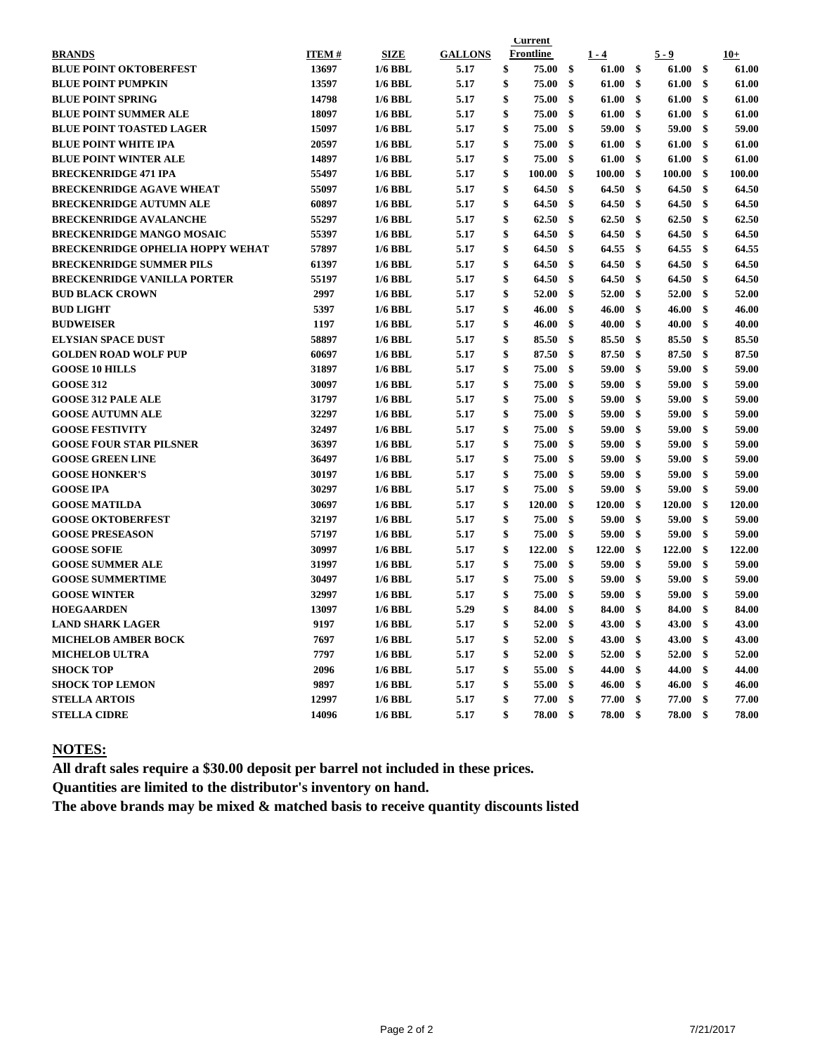| BRANDS | ITEM # | SIZE | GALLONS | Current Frontline | 1 - 4 | 5 - 9 | 10+ |
|---|---|---|---|---|---|---|---|
| BLUE POINT OKTOBERFEST | 13697 | 1/6 BBL | 5.17 | $ 75.00 | $ 61.00 | $ 61.00 | $ 61.00 |
| BLUE POINT PUMPKIN | 13597 | 1/6 BBL | 5.17 | $ 75.00 | $ 61.00 | $ 61.00 | $ 61.00 |
| BLUE POINT SPRING | 14798 | 1/6 BBL | 5.17 | $ 75.00 | $ 61.00 | $ 61.00 | $ 61.00 |
| BLUE POINT SUMMER ALE | 18097 | 1/6 BBL | 5.17 | $ 75.00 | $ 61.00 | $ 61.00 | $ 61.00 |
| BLUE POINT TOASTED LAGER | 15097 | 1/6 BBL | 5.17 | $ 75.00 | $ 59.00 | $ 59.00 | $ 59.00 |
| BLUE POINT WHITE IPA | 20597 | 1/6 BBL | 5.17 | $ 75.00 | $ 61.00 | $ 61.00 | $ 61.00 |
| BLUE POINT WINTER ALE | 14897 | 1/6 BBL | 5.17 | $ 75.00 | $ 61.00 | $ 61.00 | $ 61.00 |
| BRECKENRIDGE 471 IPA | 55497 | 1/6 BBL | 5.17 | $ 100.00 | $ 100.00 | $ 100.00 | $ 100.00 |
| BRECKENRIDGE AGAVE WHEAT | 55097 | 1/6 BBL | 5.17 | $ 64.50 | $ 64.50 | $ 64.50 | $ 64.50 |
| BRECKENRIDGE AUTUMN ALE | 60897 | 1/6 BBL | 5.17 | $ 64.50 | $ 64.50 | $ 64.50 | $ 64.50 |
| BRECKENRIDGE AVALANCHE | 55297 | 1/6 BBL | 5.17 | $ 62.50 | $ 62.50 | $ 62.50 | $ 62.50 |
| BRECKENRIDGE MANGO MOSAIC | 55397 | 1/6 BBL | 5.17 | $ 64.50 | $ 64.50 | $ 64.50 | $ 64.50 |
| BRECKENRIDGE OPHELIA HOPPY WEHAT | 57897 | 1/6 BBL | 5.17 | $ 64.50 | $ 64.55 | $ 64.55 | $ 64.55 |
| BRECKENRIDGE SUMMER PILS | 61397 | 1/6 BBL | 5.17 | $ 64.50 | $ 64.50 | $ 64.50 | $ 64.50 |
| BRECKENRIDGE VANILLA PORTER | 55197 | 1/6 BBL | 5.17 | $ 64.50 | $ 64.50 | $ 64.50 | $ 64.50 |
| BUD BLACK CROWN | 2997 | 1/6 BBL | 5.17 | $ 52.00 | $ 52.00 | $ 52.00 | $ 52.00 |
| BUD LIGHT | 5397 | 1/6 BBL | 5.17 | $ 46.00 | $ 46.00 | $ 46.00 | $ 46.00 |
| BUDWEISER | 1197 | 1/6 BBL | 5.17 | $ 46.00 | $ 40.00 | $ 40.00 | $ 40.00 |
| ELYSIAN SPACE DUST | 58897 | 1/6 BBL | 5.17 | $ 85.50 | $ 85.50 | $ 85.50 | $ 85.50 |
| GOLDEN ROAD WOLF PUP | 60697 | 1/6 BBL | 5.17 | $ 87.50 | $ 87.50 | $ 87.50 | $ 87.50 |
| GOOSE 10 HILLS | 31897 | 1/6 BBL | 5.17 | $ 75.00 | $ 59.00 | $ 59.00 | $ 59.00 |
| GOOSE 312 | 30097 | 1/6 BBL | 5.17 | $ 75.00 | $ 59.00 | $ 59.00 | $ 59.00 |
| GOOSE 312 PALE ALE | 31797 | 1/6 BBL | 5.17 | $ 75.00 | $ 59.00 | $ 59.00 | $ 59.00 |
| GOOSE AUTUMN ALE | 32297 | 1/6 BBL | 5.17 | $ 75.00 | $ 59.00 | $ 59.00 | $ 59.00 |
| GOOSE FESTIVITY | 32497 | 1/6 BBL | 5.17 | $ 75.00 | $ 59.00 | $ 59.00 | $ 59.00 |
| GOOSE FOUR STAR PILSNER | 36397 | 1/6 BBL | 5.17 | $ 75.00 | $ 59.00 | $ 59.00 | $ 59.00 |
| GOOSE GREEN LINE | 36497 | 1/6 BBL | 5.17 | $ 75.00 | $ 59.00 | $ 59.00 | $ 59.00 |
| GOOSE HONKER'S | 30197 | 1/6 BBL | 5.17 | $ 75.00 | $ 59.00 | $ 59.00 | $ 59.00 |
| GOOSE IPA | 30297 | 1/6 BBL | 5.17 | $ 75.00 | $ 59.00 | $ 59.00 | $ 59.00 |
| GOOSE MATILDA | 30697 | 1/6 BBL | 5.17 | $ 120.00 | $ 120.00 | $ 120.00 | $ 120.00 |
| GOOSE OKTOBERFEST | 32197 | 1/6 BBL | 5.17 | $ 75.00 | $ 59.00 | $ 59.00 | $ 59.00 |
| GOOSE PRESEASON | 57197 | 1/6 BBL | 5.17 | $ 75.00 | $ 59.00 | $ 59.00 | $ 59.00 |
| GOOSE SOFIE | 30997 | 1/6 BBL | 5.17 | $ 122.00 | $ 122.00 | $ 122.00 | $ 122.00 |
| GOOSE SUMMER ALE | 31997 | 1/6 BBL | 5.17 | $ 75.00 | $ 59.00 | $ 59.00 | $ 59.00 |
| GOOSE SUMMERTIME | 30497 | 1/6 BBL | 5.17 | $ 75.00 | $ 59.00 | $ 59.00 | $ 59.00 |
| GOOSE WINTER | 32997 | 1/6 BBL | 5.17 | $ 75.00 | $ 59.00 | $ 59.00 | $ 59.00 |
| HOEGAARDEN | 13097 | 1/6 BBL | 5.29 | $ 84.00 | $ 84.00 | $ 84.00 | $ 84.00 |
| LAND SHARK LAGER | 9197 | 1/6 BBL | 5.17 | $ 52.00 | $ 43.00 | $ 43.00 | $ 43.00 |
| MICHELOB AMBER BOCK | 7697 | 1/6 BBL | 5.17 | $ 52.00 | $ 43.00 | $ 43.00 | $ 43.00 |
| MICHELOB ULTRA | 7797 | 1/6 BBL | 5.17 | $ 52.00 | $ 52.00 | $ 52.00 | $ 52.00 |
| SHOCK TOP | 2096 | 1/6 BBL | 5.17 | $ 55.00 | $ 44.00 | $ 44.00 | $ 44.00 |
| SHOCK TOP LEMON | 9897 | 1/6 BBL | 5.17 | $ 55.00 | $ 46.00 | $ 46.00 | $ 46.00 |
| STELLA ARTOIS | 12997 | 1/6 BBL | 5.17 | $ 77.00 | $ 77.00 | $ 77.00 | $ 77.00 |
| STELLA CIDRE | 14096 | 1/6 BBL | 5.17 | $ 78.00 | $ 78.00 | $ 78.00 | $ 78.00 |

## NOTES:

**All draft sales require a $30.00 deposit per barrel not included in these prices.**

**Quantities are limited to the distributor's inventory on hand.**

**The above brands may be mixed & matched basis to receive quantity discounts listed**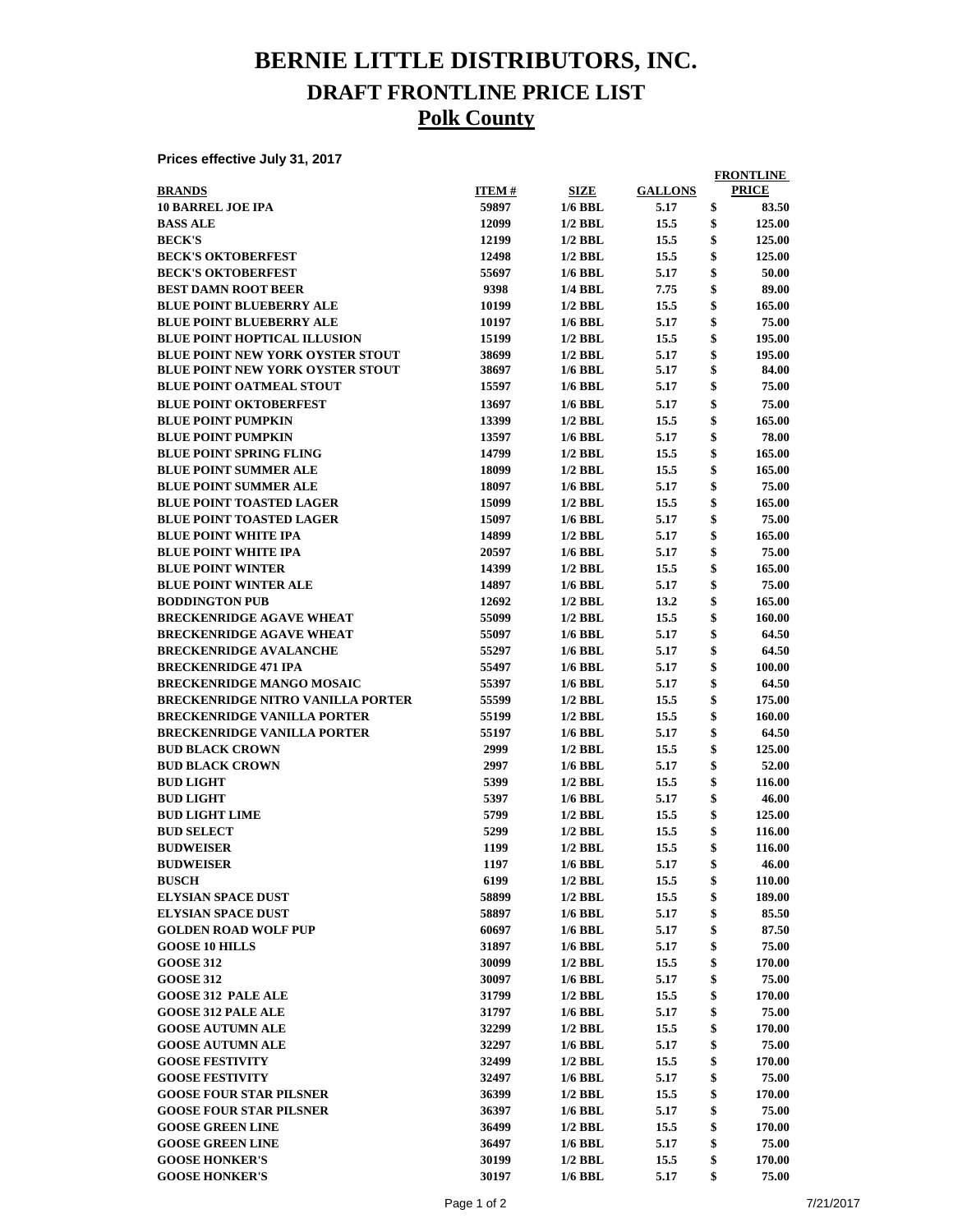# BERNIE LITTLE DISTRIBUTORS, INC.

## DRAFT FRONTLINE PRICE LIST

## Polk County

**Prices effective July 31, 2017**

| BRANDS | ITEM # | SIZE | GALLONS | FRONTLINE PRICE |
|---|---|---|---|---|
| 10 BARREL JOE IPA | 59897 | 1/6 BBL | 5.17 | $ 83.50 |
| BASS ALE | 12099 | 1/2 BBL | 15.5 | $ 125.00 |
| BECK'S | 12199 | 1/2 BBL | 15.5 | $ 125.00 |
| BECK'S OKTOBERFEST | 12498 | 1/2 BBL | 15.5 | $ 125.00 |
| BECK'S OKTOBERFEST | 55697 | 1/6 BBL | 5.17 | $ 50.00 |
| BEST DAMN ROOT BEER | 9398 | 1/4 BBL | 7.75 | $ 89.00 |
| BLUE POINT BLUEBERRY ALE | 10199 | 1/2 BBL | 15.5 | $ 165.00 |
| BLUE POINT BLUEBERRY ALE | 10197 | 1/6 BBL | 5.17 | $ 75.00 |
| BLUE POINT HOPTICAL ILLUSION | 15199 | 1/2 BBL | 15.5 | $ 195.00 |
| BLUE POINT NEW YORK OYSTER STOUT | 38699 | 1/2 BBL | 5.17 | $ 195.00 |
| BLUE POINT NEW YORK OYSTER STOUT | 38697 | 1/6 BBL | 5.17 | $ 84.00 |
| BLUE POINT OATMEAL STOUT | 15597 | 1/6 BBL | 5.17 | $ 75.00 |
| BLUE POINT OKTOBERFEST | 13697 | 1/6 BBL | 5.17 | $ 75.00 |
| BLUE POINT PUMPKIN | 13399 | 1/2 BBL | 15.5 | $ 165.00 |
| BLUE POINT PUMPKIN | 13597 | 1/6 BBL | 5.17 | $ 78.00 |
| BLUE POINT SPRING FLING | 14799 | 1/2 BBL | 15.5 | $ 165.00 |
| BLUE POINT SUMMER ALE | 18099 | 1/2 BBL | 15.5 | $ 165.00 |
| BLUE POINT SUMMER ALE | 18097 | 1/6 BBL | 5.17 | $ 75.00 |
| BLUE POINT TOASTED LAGER | 15099 | 1/2 BBL | 15.5 | $ 165.00 |
| BLUE POINT TOASTED LAGER | 15097 | 1/6 BBL | 5.17 | $ 75.00 |
| BLUE POINT WHITE IPA | 14899 | 1/2 BBL | 5.17 | $ 165.00 |
| BLUE POINT WHITE IPA | 20597 | 1/6 BBL | 5.17 | $ 75.00 |
| BLUE POINT WINTER | 14399 | 1/2 BBL | 15.5 | $ 165.00 |
| BLUE POINT WINTER ALE | 14897 | 1/6 BBL | 5.17 | $ 75.00 |
| BODDINGTON PUB | 12692 | 1/2 BBL | 13.2 | $ 165.00 |
| BRECKENRIDGE AGAVE WHEAT | 55099 | 1/2 BBL | 15.5 | $ 160.00 |
| BRECKENRIDGE AGAVE WHEAT | 55097 | 1/6 BBL | 5.17 | $ 64.50 |
| BRECKENRIDGE AVALANCHE | 55297 | 1/6 BBL | 5.17 | $ 64.50 |
| BRECKENRIDGE 471 IPA | 55497 | 1/6 BBL | 5.17 | $ 100.00 |
| BRECKENRIDGE MANGO MOSAIC | 55397 | 1/6 BBL | 5.17 | $ 64.50 |
| BRECKENRIDGE NITRO VANILLA PORTER | 55599 | 1/2 BBL | 15.5 | $ 175.00 |
| BRECKENRIDGE VANILLA PORTER | 55199 | 1/2 BBL | 15.5 | $ 160.00 |
| BRECKENRIDGE VANILLA PORTER | 55197 | 1/6 BBL | 5.17 | $ 64.50 |
| BUD BLACK CROWN | 2999 | 1/2 BBL | 15.5 | $ 125.00 |
| BUD BLACK CROWN | 2997 | 1/6 BBL | 5.17 | $ 52.00 |
| BUD LIGHT | 5399 | 1/2 BBL | 15.5 | $ 116.00 |
| BUD LIGHT | 5397 | 1/6 BBL | 5.17 | $ 46.00 |
| BUD LIGHT LIME | 5799 | 1/2 BBL | 15.5 | $ 125.00 |
| BUD SELECT | 5299 | 1/2 BBL | 15.5 | $ 116.00 |
| BUDWEISER | 1199 | 1/2 BBL | 15.5 | $ 116.00 |
| BUDWEISER | 1197 | 1/6 BBL | 5.17 | $ 46.00 |
| BUSCH | 6199 | 1/2 BBL | 15.5 | $ 110.00 |
| ELYSIAN SPACE DUST | 58899 | 1/2 BBL | 15.5 | $ 189.00 |
| ELYSIAN SPACE DUST | 58897 | 1/6 BBL | 5.17 | $ 85.50 |
| GOLDEN ROAD WOLF PUP | 60697 | 1/6 BBL | 5.17 | $ 87.50 |
| GOOSE 10 HILLS | 31897 | 1/6 BBL | 5.17 | $ 75.00 |
| GOOSE 312 | 30099 | 1/2 BBL | 15.5 | $ 170.00 |
| GOOSE 312 | 30097 | 1/6 BBL | 5.17 | $ 75.00 |
| GOOSE 312 PALE ALE | 31799 | 1/2 BBL | 15.5 | $ 170.00 |
| GOOSE 312 PALE ALE | 31797 | 1/6 BBL | 5.17 | $ 75.00 |
| GOOSE AUTUMN ALE | 32299 | 1/2 BBL | 15.5 | $ 170.00 |
| GOOSE AUTUMN ALE | 32297 | 1/6 BBL | 5.17 | $ 75.00 |
| GOOSE FESTIVITY | 32499 | 1/2 BBL | 15.5 | $ 170.00 |
| GOOSE FESTIVITY | 32497 | 1/6 BBL | 5.17 | $ 75.00 |
| GOOSE FOUR STAR PILSNER | 36399 | 1/2 BBL | 15.5 | $ 170.00 |
| GOOSE FOUR STAR PILSNER | 36397 | 1/6 BBL | 5.17 | $ 75.00 |
| GOOSE GREEN LINE | 36499 | 1/2 BBL | 15.5 | $ 170.00 |
| GOOSE GREEN LINE | 36497 | 1/6 BBL | 5.17 | $ 75.00 |
| GOOSE HONKER'S | 30199 | 1/2 BBL | 15.5 | $ 170.00 |
| GOOSE HONKER'S | 30197 | 1/6 BBL | 5.17 | $ 75.00 |

7/21/2017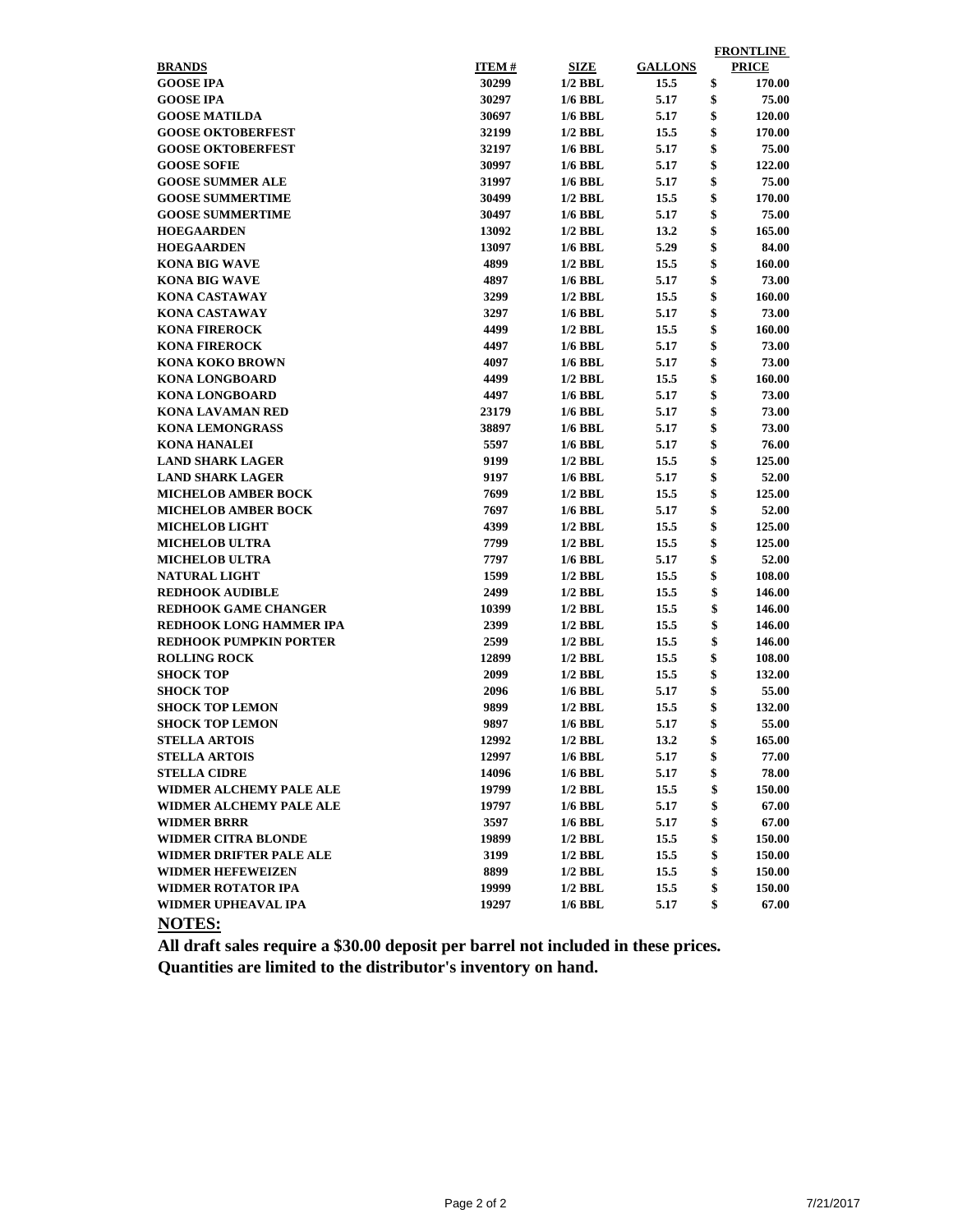| BRANDS | ITEM # | SIZE | GALLONS | FRONTLINE PRICE |
|---|---|---|---|---|
| GOOSE IPA | 30299 | 1/2 BBL | 15.5 | $ 170.00 |
| GOOSE IPA | 30297 | 1/6 BBL | 5.17 | $ 75.00 |
| GOOSE MATILDA | 30697 | 1/6 BBL | 5.17 | $ 120.00 |
| GOOSE OKTOBERFEST | 32199 | 1/2 BBL | 15.5 | $ 170.00 |
| GOOSE OKTOBERFEST | 32197 | 1/6 BBL | 5.17 | $ 75.00 |
| GOOSE SOFIE | 30997 | 1/6 BBL | 5.17 | $ 122.00 |
| GOOSE SUMMER ALE | 31997 | 1/6 BBL | 5.17 | $ 75.00 |
| GOOSE SUMMERTIME | 30499 | 1/2 BBL | 15.5 | $ 170.00 |
| GOOSE SUMMERTIME | 30497 | 1/6 BBL | 5.17 | $ 75.00 |
| HOEGAARDEN | 13092 | 1/2 BBL | 13.2 | $ 165.00 |
| HOEGAARDEN | 13097 | 1/6 BBL | 5.29 | $ 84.00 |
| KONA BIG WAVE | 4899 | 1/2 BBL | 15.5 | $ 160.00 |
| KONA BIG WAVE | 4897 | 1/6 BBL | 5.17 | $ 73.00 |
| KONA CASTAWAY | 3299 | 1/2 BBL | 15.5 | $ 160.00 |
| KONA CASTAWAY | 3297 | 1/6 BBL | 5.17 | $ 73.00 |
| KONA FIREROCK | 4499 | 1/2 BBL | 15.5 | $ 160.00 |
| KONA FIREROCK | 4497 | 1/6 BBL | 5.17 | $ 73.00 |
| KONA KOKO BROWN | 4097 | 1/6 BBL | 5.17 | $ 73.00 |
| KONA LONGBOARD | 4499 | 1/2 BBL | 15.5 | $ 160.00 |
| KONA LONGBOARD | 4497 | 1/6 BBL | 5.17 | $ 73.00 |
| KONA LAVAMAN RED | 23179 | 1/6 BBL | 5.17 | $ 73.00 |
| KONA LEMONGRASS | 38897 | 1/6 BBL | 5.17 | $ 73.00 |
| KONA HANALEI | 5597 | 1/6 BBL | 5.17 | $ 76.00 |
| LAND SHARK LAGER | 9199 | 1/2 BBL | 15.5 | $ 125.00 |
| LAND SHARK LAGER | 9197 | 1/6 BBL | 5.17 | $ 52.00 |
| MICHELOB AMBER BOCK | 7699 | 1/2 BBL | 15.5 | $ 125.00 |
| MICHELOB AMBER BOCK | 7697 | 1/6 BBL | 5.17 | $ 52.00 |
| MICHELOB LIGHT | 4399 | 1/2 BBL | 15.5 | $ 125.00 |
| MICHELOB ULTRA | 7799 | 1/2 BBL | 15.5 | $ 125.00 |
| MICHELOB ULTRA | 7797 | 1/6 BBL | 5.17 | $ 52.00 |
| NATURAL LIGHT | 1599 | 1/2 BBL | 15.5 | $ 108.00 |
| REDHOOK AUDIBLE | 2499 | 1/2 BBL | 15.5 | $ 146.00 |
| REDHOOK GAME CHANGER | 10399 | 1/2 BBL | 15.5 | $ 146.00 |
| REDHOOK LONG HAMMER IPA | 2399 | 1/2 BBL | 15.5 | $ 146.00 |
| REDHOOK PUMPKIN PORTER | 2599 | 1/2 BBL | 15.5 | $ 146.00 |
| ROLLING ROCK | 12899 | 1/2 BBL | 15.5 | $ 108.00 |
| SHOCK TOP | 2099 | 1/2 BBL | 15.5 | $ 132.00 |
| SHOCK TOP | 2096 | 1/6 BBL | 5.17 | $ 55.00 |
| SHOCK TOP LEMON | 9899 | 1/2 BBL | 15.5 | $ 132.00 |
| SHOCK TOP LEMON | 9897 | 1/6 BBL | 5.17 | $ 55.00 |
| STELLA ARTOIS | 12992 | 1/2 BBL | 13.2 | $ 165.00 |
| STELLA ARTOIS | 12997 | 1/6 BBL | 5.17 | $ 77.00 |
| STELLA CIDRE | 14096 | 1/6 BBL | 5.17 | $ 78.00 |
| WIDMER ALCHEMY PALE ALE | 19799 | 1/2 BBL | 15.5 | $ 150.00 |
| WIDMER ALCHEMY PALE ALE | 19797 | 1/6 BBL | 5.17 | $ 67.00 |
| WIDMER BRRR | 3597 | 1/6 BBL | 5.17 | $ 67.00 |
| WIDMER CITRA BLONDE | 19899 | 1/2 BBL | 15.5 | $ 150.00 |
| WIDMER DRIFTER PALE ALE | 3199 | 1/2 BBL | 15.5 | $ 150.00 |
| WIDMER HEFEWEIZEN | 8899 | 1/2 BBL | 15.5 | $ 150.00 |
| WIDMER ROTATOR IPA | 19999 | 1/2 BBL | 15.5 | $ 150.00 |
| WIDMER UPHEAVAL IPA | 19297 | 1/6 BBL | 5.17 | $ 67.00 |

**NOTES:**

**All draft sales require a $30.00 deposit per barrel not included in these prices.**
**Quantities are limited to the distributor's inventory on hand.**